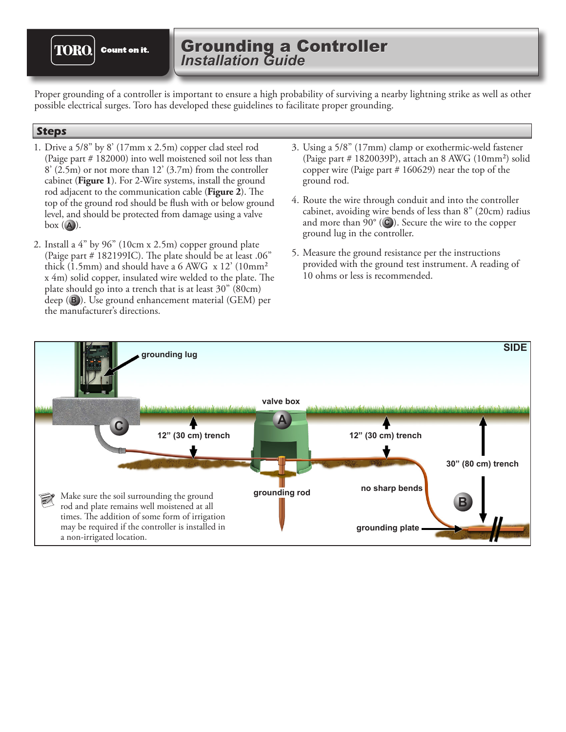# Grounding a Controller
## *Installation Guide*

Proper grounding of a controller is important to ensure a high probability of surviving a nearby lightning strike as well as other possible electrical surges. Toro has developed these guidelines to facilitate proper grounding.

## Steps

1. Drive a 5/8" by 8' (17mm x 2.5m) copper clad steel rod (Paige part # 182000) into well moistened soil not less than 8' (2.5m) or not more than 12' (3.7m) from the controller cabinet (**Figure 1**). For 2-Wire systems, install the ground rod adjacent to the communication cable (**Figure 2**). The top of the ground rod should be flush with or below ground level, and should be protected from damage using a valve box (A).

2. Install a 4" by 96" (10cm x 2.5m) copper ground plate (Paige part # 182199IC). The plate should be at least .06" thick (1.5mm) and should have a 6 AWG x 12' (10mm² x 4m) solid copper, insulated wire welded to the plate. The plate should go into a trench that is at least 30" (80cm) deep (B). Use ground enhancement material (GEM) per the manufacturer's directions.

3. Using a 5/8" (17mm) clamp or exothermic-weld fastener (Paige part # 1820039P), attach an 8 AWG (10mm²) solid copper wire (Paige part # 160629) near the top of the ground rod.

4. Route the wire through conduit and into the controller cabinet, avoiding wire bends of less than 8" (20cm) radius and more than 90° (C). Secure the wire to the copper ground lug in the controller.

5. Measure the ground resistance per the instructions provided with the ground test instrument. A reading of 10 ohms or less is recommended.

SIDE

grounding lug

valve box

12" (30 cm) trench

12" (30 cm) trench

30" (80 cm) trench

grounding rod

no sharp bends

grounding plate

Make sure the soil surrounding the ground rod and plate remains well moistened at all times. The addition of some form of irrigation may be required if the controller is installed in a non-irrigated location.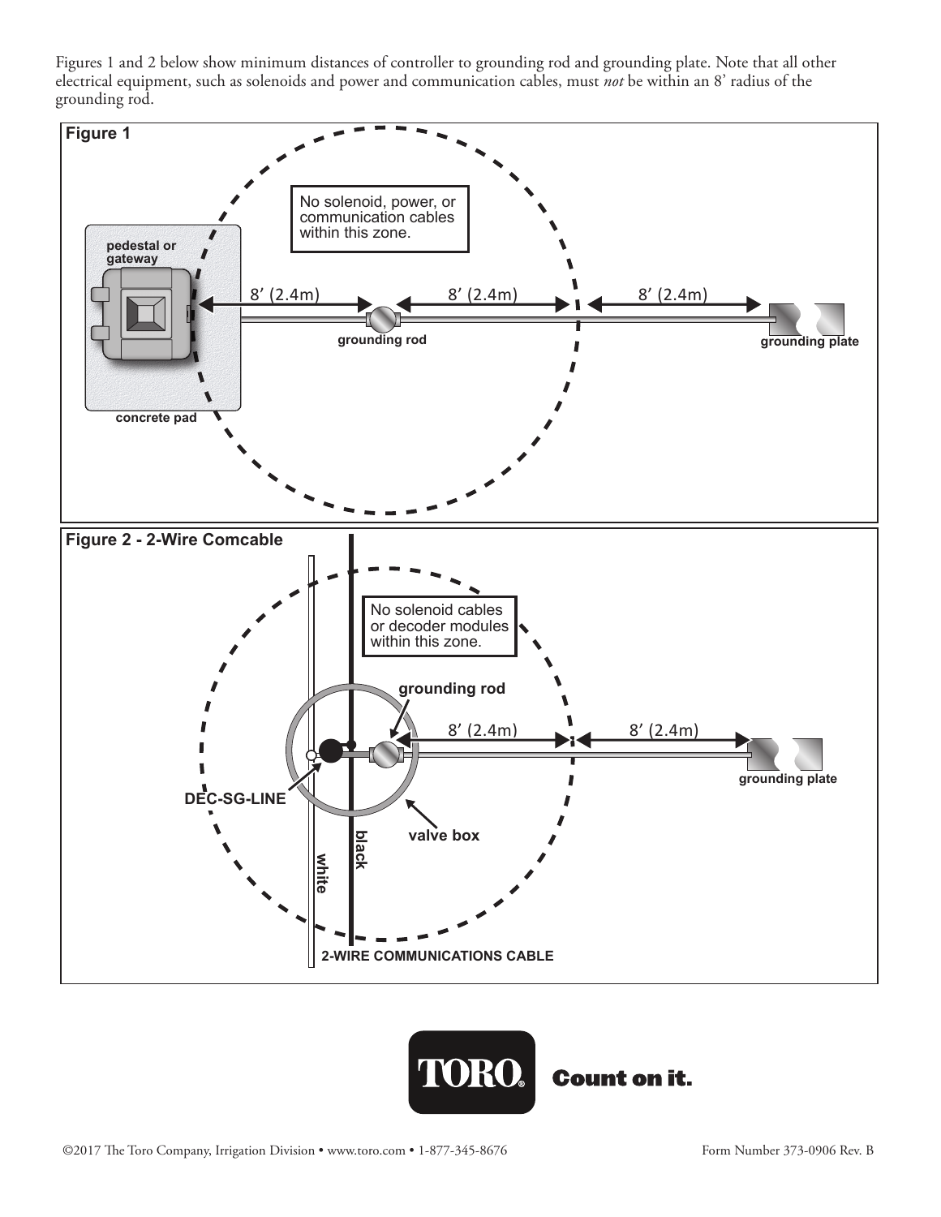Figures 1 and 2 below show minimum distances of controller to grounding rod and grounding plate. Note that all other electrical equipment, such as solenoids and power and communication cables, must *not* be within an 8' radius of the grounding rod.

**Figure 1**

No solenoid, power, or communication cables within this zone.

pedestal or gateway

8' (2.4m)

8' (2.4m)

8' (2.4m)

grounding rod

grounding plate

concrete pad

**Figure 2 - 2-Wire Comcable**

No solenoid cables or decoder modules within this zone.

grounding rod

8' (2.4m)

8' (2.4m)

grounding plate

DEC-SG-LINE

valve box

black

white

2-WIRE COMMUNICATIONS CABLE

TORO® Count on it.

©2017 The Toro Company, Irrigation Division • www.toro.com • 1-877-345-8676

Form Number 373-0906 Rev. B